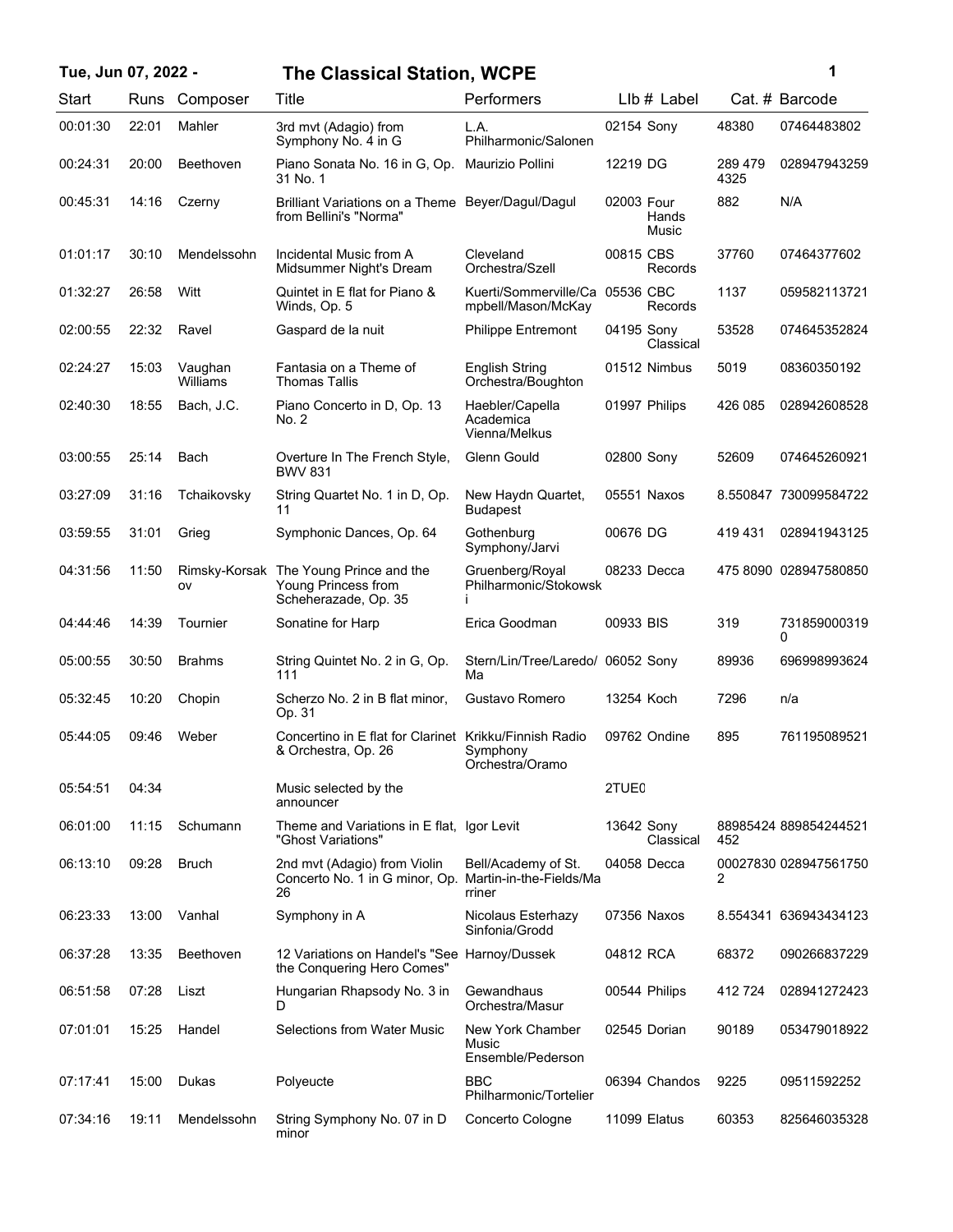# The Classical Station, WCPE

Tue, Jun 07, 2022 -

| Start | Runs | Composer | Title | Performers | LIb # | Label | Cat. # | Barcode |
|---|---|---|---|---|---|---|---|---|
| 00:01:30 | 22:01 | Mahler | 3rd mvt (Adagio) from Symphony No. 4 in G | L.A. Philharmonic/Salonen | 02154 | Sony | 48380 | 07464483802 |
| 00:24:31 | 20:00 | Beethoven | Piano Sonata No. 16 in G, Op. 31 No. 1 | Maurizio Pollini | 12219 | DG | 289 479 4325 | 028947943259 |
| 00:45:31 | 14:16 | Czerny | Brilliant Variations on a Theme from Bellini's "Norma" | Beyer/Dagul/Dagul | 02003 | Four Hands Music | 882 | N/A |
| 01:01:17 | 30:10 | Mendelssohn | Incidental Music from A Midsummer Night's Dream | Cleveland Orchestra/Szell | 00815 | CBS Records | 37760 | 07464377602 |
| 01:32:27 | 26:58 | Witt | Quintet in E flat for Piano & Winds, Op. 5 | Kuerti/Sommerville/Campbell/Mason/McKay | 05536 | CBC Records | 1137 | 059582113721 |
| 02:00:55 | 22:32 | Ravel | Gaspard de la nuit | Philippe Entremont | 04195 | Sony Classical | 53528 | 074645352824 |
| 02:24:27 | 15:03 | Vaughan Williams | Fantasia on a Theme of Thomas Tallis | English String Orchestra/Boughton | 01512 | Nimbus | 5019 | 08360350192 |
| 02:40:30 | 18:55 | Bach, J.C. | Piano Concerto in D, Op. 13 No. 2 | Haebler/Capella Academica Vienna/Melkus | 01997 | Philips | 426 085 | 028942608528 |
| 03:00:55 | 25:14 | Bach | Overture In The French Style, BWV 831 | Glenn Gould | 02800 | Sony | 52609 | 074645260921 |
| 03:27:09 | 31:16 | Tchaikovsky | String Quartet No. 1 in D, Op. 11 | New Haydn Quartet, Budapest | 05551 | Naxos | 8.550847 | 730099584722 |
| 03:59:55 | 31:01 | Grieg | Symphonic Dances, Op. 64 | Gothenburg Symphony/Jarvi | 00676 | DG | 419 431 | 028941943125 |
| 04:31:56 | 11:50 | Rimsky-Korsakov | The Young Prince and the Young Princess from Scheherazade, Op. 35 | Gruenberg/Royal Philharmonic/Stokowski | 08233 | Decca | 475 8090 | 028947580850 |
| 04:44:46 | 14:39 | Tournier | Sonatine for Harp | Erica Goodman | 00933 | BIS | 319 | 7318590003190 |
| 05:00:55 | 30:50 | Brahms | String Quintet No. 2 in G, Op. 111 | Stern/Lin/Tree/Laredo/Ma | 06052 | Sony | 89936 | 696998993624 |
| 05:32:45 | 10:20 | Chopin | Scherzo No. 2 in B flat minor, Op. 31 | Gustavo Romero | 13254 | Koch | 7296 | n/a |
| 05:44:05 | 09:46 | Weber | Concertino in E flat for Clarinet & Orchestra, Op. 26 | Krikku/Finnish Radio Symphony Orchestra/Oramo | 09762 | Ondine | 895 | 761195089521 |
| 05:54:51 | 04:34 | | Music selected by the announcer | | 2TUE0 | | | |
| 06:01:00 | 11:15 | Schumann | Theme and Variations in E flat, "Ghost Variations" | Igor Levit | 13642 | Sony Classical | 88985424452 | 889854244521 |
| 06:13:10 | 09:28 | Bruch | 2nd mvt (Adagio) from Violin Concerto No. 1 in G minor, Op. 26 | Bell/Academy of St. Martin-in-the-Fields/Marriner | 04058 | Decca | 000278302 | 028947561750 |
| 06:23:33 | 13:00 | Vanhal | Symphony in A | Nicolaus Esterhazy Sinfonia/Grodd | 07356 | Naxos | 8.554341 | 636943434123 |
| 06:37:28 | 13:35 | Beethoven | 12 Variations on Handel's "See the Conquering Hero Comes" | Harnoy/Dussek | 04812 | RCA | 68372 | 090266837229 |
| 06:51:58 | 07:28 | Liszt | Hungarian Rhapsody No. 3 in D | Gewandhaus Orchestra/Masur | 00544 | Philips | 412 724 | 028941272423 |
| 07:01:01 | 15:25 | Handel | Selections from Water Music | New York Chamber Music Ensemble/Pederson | 02545 | Dorian | 90189 | 053479018922 |
| 07:17:41 | 15:00 | Dukas | Polyeucte | BBC Philharmonic/Tortelier | 06394 | Chandos | 9225 | 09511592252 |
| 07:34:16 | 19:11 | Mendelssohn | String Symphony No. 07 in D minor | Concerto Cologne | 11099 | Elatus | 60353 | 825646035328 |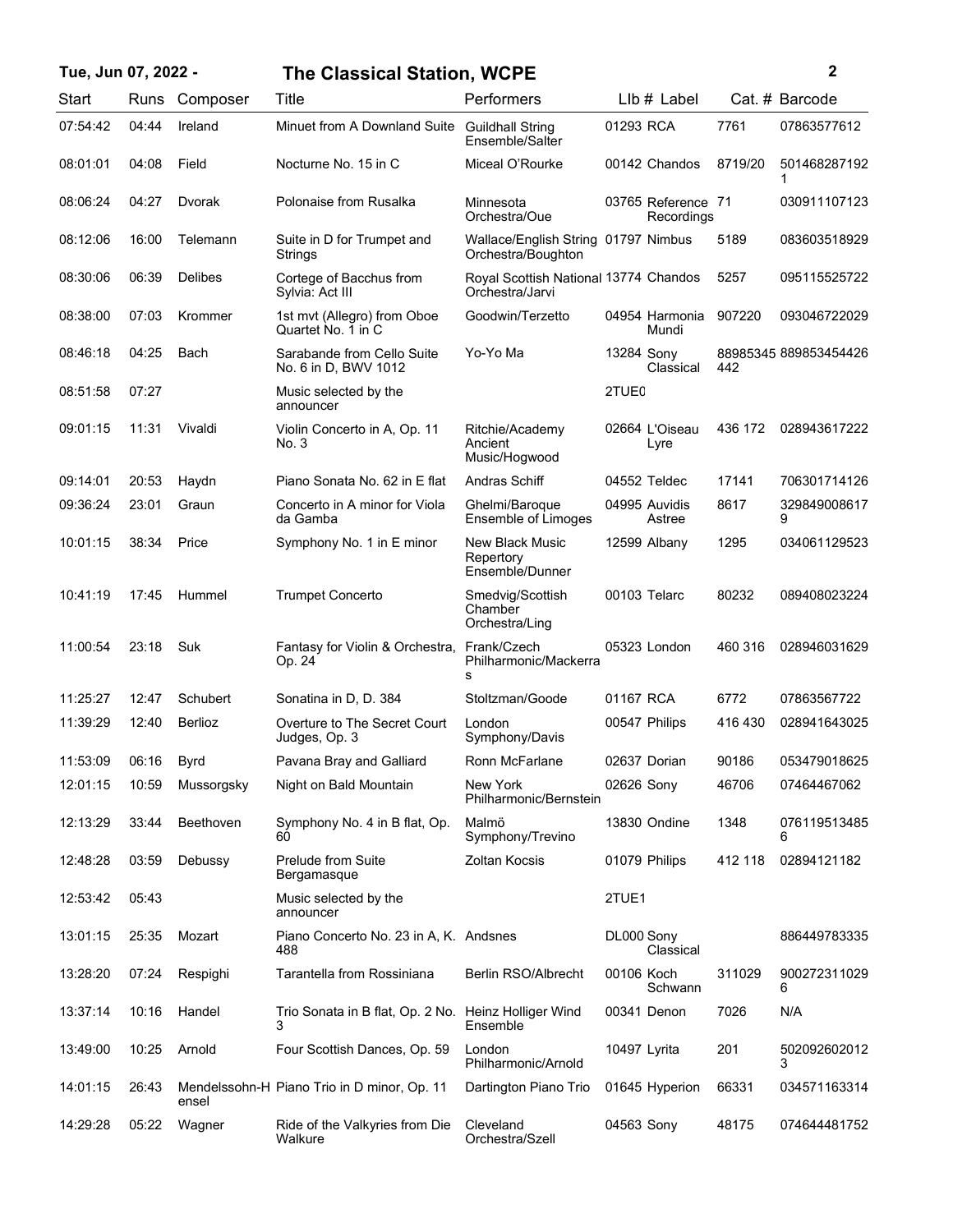# Tue, Jun 07, 2022 - The Classical Station, WCPE

| Start | Runs | Composer | Title | Performers | LIb # | Label | Cat. # | Barcode |
|---|---|---|---|---|---|---|---|---|
| 07:54:42 | 04:44 | Ireland | Minuet from A Downland Suite | Guildhall String Ensemble/Salter | 01293 | RCA | 7761 | 07863577612 |
| 08:01:01 | 04:08 | Field | Nocturne No. 15 in C | Miceal O'Rourke | 00142 | Chandos | 8719/20 | 5014682871921 |
| 08:06:24 | 04:27 | Dvorak | Polonaise from Rusalka | Minnesota Orchestra/Oue | 03765 | Reference Recordings | 71 | 030911107123 |
| 08:12:06 | 16:00 | Telemann | Suite in D for Trumpet and Strings | Wallace/English String Orchestra/Boughton | 01797 | Nimbus | 5189 | 083603518929 |
| 08:30:06 | 06:39 | Delibes | Cortege of Bacchus from Sylvia: Act III | Royal Scottish National Orchestra/Jarvi | 13774 | Chandos | 5257 | 095115525722 |
| 08:38:00 | 07:03 | Krommer | 1st mvt (Allegro) from Oboe Quartet No. 1 in C | Goodwin/Terzetto | 04954 | Harmonia Mundi | 907220 | 093046722029 |
| 08:46:18 | 04:25 | Bach | Sarabande from Cello Suite No. 6 in D, BWV 1012 | Yo-Yo Ma | 13284 | Sony Classical | 88985345442 | 889853454426 |
| 08:51:58 | 07:27 | | Music selected by the announcer | | 2TUE0 | | | |
| 09:01:15 | 11:31 | Vivaldi | Violin Concerto in A, Op. 11 No. 3 | Ritchie/Academy Ancient Music/Hogwood | 02664 | L'Oiseau Lyre | 436 172 | 028943617222 |
| 09:14:01 | 20:53 | Haydn | Piano Sonata No. 62 in E flat | Andras Schiff | 04552 | Teldec | 17141 | 706301714126 |
| 09:36:24 | 23:01 | Graun | Concerto in A minor for Viola da Gamba | Ghelmi/Baroque Ensemble of Limoges | 04995 | Auvidis Astree | 8617 | 3298490086179 |
| 10:01:15 | 38:34 | Price | Symphony No. 1 in E minor | New Black Music Repertory Ensemble/Dunner | 12599 | Albany | 1295 | 034061129523 |
| 10:41:19 | 17:45 | Hummel | Trumpet Concerto | Smedvig/Scottish Chamber Orchestra/Ling | 00103 | Telarc | 80232 | 089408023224 |
| 11:00:54 | 23:18 | Suk | Fantasy for Violin & Orchestra, Op. 24 | Frank/Czech Philharmonic/Mackerras | 05323 | London | 460 316 | 028946031629 |
| 11:25:27 | 12:47 | Schubert | Sonatina in D, D. 384 | Stoltzman/Goode | 01167 | RCA | 6772 | 07863567722 |
| 11:39:29 | 12:40 | Berlioz | Overture to The Secret Court Judges, Op. 3 | London Symphony/Davis | 00547 | Philips | 416 430 | 028941643025 |
| 11:53:09 | 06:16 | Byrd | Pavana Bray and Galliard | Ronn McFarlane | 02637 | Dorian | 90186 | 053479018625 |
| 12:01:15 | 10:59 | Mussorgsky | Night on Bald Mountain | New York Philharmonic/Bernstein | 02626 | Sony | 46706 | 07464467062 |
| 12:13:29 | 33:44 | Beethoven | Symphony No. 4 in B flat, Op. 60 | Malmö Symphony/Trevino | 13830 | Ondine | 1348 | 0761195134856 |
| 12:48:28 | 03:59 | Debussy | Prelude from Suite Bergamasque | Zoltan Kocsis | 01079 | Philips | 412 118 | 02894121182 |
| 12:53:42 | 05:43 | | Music selected by the announcer | | 2TUE1 | | | |
| 13:01:15 | 25:35 | Mozart | Piano Concerto No. 23 in A, K. 488 | Andsnes | DL000 | Sony Classical | | 886449783335 |
| 13:28:20 | 07:24 | Respighi | Tarantella from Rossiniana | Berlin RSO/Albrecht | 00106 | Koch Schwann | 311029 | 9002723110296 |
| 13:37:14 | 10:16 | Handel | Trio Sonata in B flat, Op. 2 No. 3 | Heinz Holliger Wind Ensemble | 00341 | Denon | 7026 | N/A |
| 13:49:00 | 10:25 | Arnold | Four Scottish Dances, Op. 59 | London Philharmonic/Arnold | 10497 | Lyrita | 201 | 5020926020123 |
| 14:01:15 | 26:43 | Mendelssohn-Hensel | Piano Trio in D minor, Op. 11 | Dartington Piano Trio | 01645 | Hyperion | 66331 | 034571163314 |
| 14:29:28 | 05:22 | Wagner | Ride of the Valkyries from Die Walkure | Cleveland Orchestra/Szell | 04563 | Sony | 48175 | 074644481752 |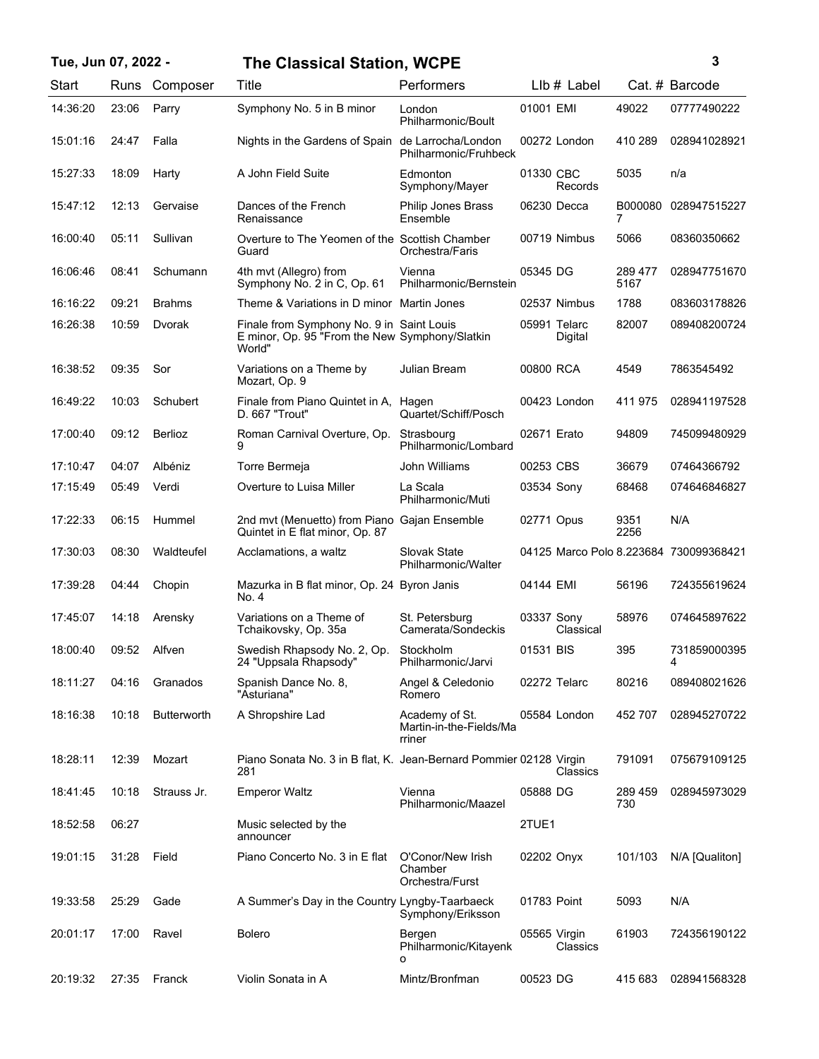| Start | Runs | Composer | Title | Performers | LIb # | Label | Cat. # | Barcode |
|---|---|---|---|---|---|---|---|---|
| 14:36:20 | 23:06 | Parry | Symphony No. 5 in B minor | London Philharmonic/Boult | 01001 | EMI | 49022 | 07777490222 |
| 15:01:16 | 24:47 | Falla | Nights in the Gardens of Spain | de Larrocha/London Philharmonic/Fruhbeck | 00272 | London | 410 289 | 028941028921 |
| 15:27:33 | 18:09 | Harty | A John Field Suite | Edmonton Symphony/Mayer | 01330 | CBC Records | 5035 | n/a |
| 15:47:12 | 12:13 | Gervaise | Dances of the French Renaissance | Philip Jones Brass Ensemble | 06230 | Decca | B0000807 | 028947515227 |
| 16:00:40 | 05:11 | Sullivan | Overture to The Yeomen of the Guard | Scottish Chamber Orchestra/Faris | 00719 | Nimbus | 5066 | 08360350662 |
| 16:06:46 | 08:41 | Schumann | 4th mvt (Allegro) from Symphony No. 2 in C, Op. 61 | Vienna Philharmonic/Bernstein | 05345 | DG | 289 477 5167 | 028947751670 |
| 16:16:22 | 09:21 | Brahms | Theme & Variations in D minor | Martin Jones | 02537 | Nimbus | 1788 | 083603178826 |
| 16:26:38 | 10:59 | Dvorak | Finale from Symphony No. 9 in E minor, Op. 95 "From the New World" | Saint Louis Symphony/Slatkin | 05991 | Telarc Digital | 82007 | 089408200724 |
| 16:38:52 | 09:35 | Sor | Variations on a Theme by Mozart, Op. 9 | Julian Bream | 00800 | RCA | 4549 | 7863545492 |
| 16:49:22 | 10:03 | Schubert | Finale from Piano Quintet in A, D. 667 "Trout" | Hagen Quartet/Schiff/Posch | 00423 | London | 411 975 | 028941197528 |
| 17:00:40 | 09:12 | Berlioz | Roman Carnival Overture, Op. 9 | Strasbourg Philharmonic/Lombard | 02671 | Erato | 94809 | 745099480929 |
| 17:10:47 | 04:07 | Albéniz | Torre Bermeja | John Williams | 00253 | CBS | 36679 | 07464366792 |
| 17:15:49 | 05:49 | Verdi | Overture to Luisa Miller | La Scala Philharmonic/Muti | 03534 | Sony | 68468 | 074646846827 |
| 17:22:33 | 06:15 | Hummel | 2nd mvt (Menuetto) from Piano Quintet in E flat minor, Op. 87 | Gajan Ensemble | 02771 | Opus | 9351 2256 | N/A |
| 17:30:03 | 08:30 | Waldteufel | Acclamations, a waltz | Slovak State Philharmonic/Walter | 04125 | Marco Polo | 8.223684 | 730099368421 |
| 17:39:28 | 04:44 | Chopin | Mazurka in B flat minor, Op. 24 No. 4 | Byron Janis | 04144 | EMI | 56196 | 724355619624 |
| 17:45:07 | 14:18 | Arensky | Variations on a Theme of Tchaikovsky, Op. 35a | St. Petersburg Camerata/Sondeckis | 03337 | Sony Classical | 58976 | 074645897622 |
| 18:00:40 | 09:52 | Alfven | Swedish Rhapsody No. 2, Op. 24 "Uppsala Rhapsody" | Stockholm Philharmonic/Jarvi | 01531 | BIS | 395 | 7318590003954 |
| 18:11:27 | 04:16 | Granados | Spanish Dance No. 8, "Asturiana" | Angel & Celedonio Romero | 02272 | Telarc | 80216 | 089408021626 |
| 18:16:38 | 10:18 | Butterworth | A Shropshire Lad | Academy of St. Martin-in-the-Fields/Marriner | 05584 | London | 452 707 | 028945270722 |
| 18:28:11 | 12:39 | Mozart | Piano Sonata No. 3 in B flat, K. 281 | Jean-Bernard Pommier | 02128 | Virgin Classics | 791091 | 075679109125 |
| 18:41:45 | 10:18 | Strauss Jr. | Emperor Waltz | Vienna Philharmonic/Maazel | 05888 | DG | 289 459 730 | 028945973029 |
| 18:52:58 | 06:27 | | Music selected by the announcer | | 2TUE1 | | | |
| 19:01:15 | 31:28 | Field | Piano Concerto No. 3 in E flat | O'Conor/New Irish Chamber Orchestra/Furst | 02202 | Onyx | 101/103 | N/A [Qualiton] |
| 19:33:58 | 25:29 | Gade | A Summer's Day in the Country | Lyngby-Taarbaeck Symphony/Eriksson | 01783 | Point | 5093 | N/A |
| 20:01:17 | 17:00 | Ravel | Bolero | Bergen Philharmonic/Kitayenko | 05565 | Virgin Classics | 61903 | 724356190122 |
| 20:19:32 | 27:35 | Franck | Violin Sonata in A | Mintz/Bronfman | 00523 | DG | 415 683 | 028941568328 |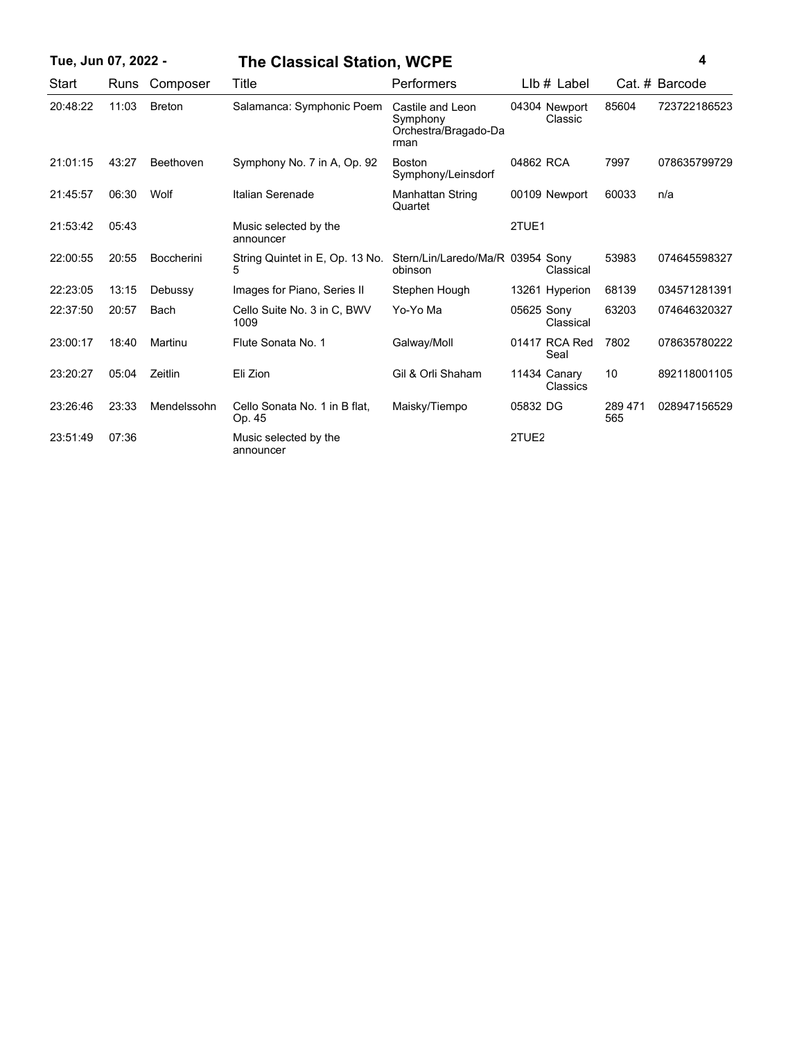**Tue, Jun 07, 2022 -** **The Classical Station, WCPE**

| Start | Runs | Composer | Title | Performers | LIb # | Label | Cat. # | Barcode |
|---|---|---|---|---|---|---|---|---|
| 20:48:22 | 11:03 | Breton | Salamanca: Symphonic Poem | Castile and Leon Symphony Orchestra/Bragado-Darman | 04304 | Newport Classic | 85604 | 723722186523 |
| 21:01:15 | 43:27 | Beethoven | Symphony No. 7 in A, Op. 92 | Boston Symphony/Leinsdorf | 04862 | RCA | 7997 | 078635799729 |
| 21:45:57 | 06:30 | Wolf | Italian Serenade | Manhattan String Quartet | 00109 | Newport | 60033 | n/a |
| 21:53:42 | 05:43 | | Music selected by the announcer | | 2TUE1 | | | |
| 22:00:55 | 20:55 | Boccherini | String Quintet in E, Op. 13 No. 5 | Stern/Lin/Laredo/Ma/Robinson | 03954 | Sony Classical | 53983 | 074645598327 |
| 22:23:05 | 13:15 | Debussy | Images for Piano, Series II | Stephen Hough | 13261 | Hyperion | 68139 | 034571281391 |
| 22:37:50 | 20:57 | Bach | Cello Suite No. 3 in C, BWV 1009 | Yo-Yo Ma | 05625 | Sony Classical | 63203 | 074646320327 |
| 23:00:17 | 18:40 | Martinu | Flute Sonata No. 1 | Galway/Moll | 01417 | RCA Red Seal | 7802 | 078635780222 |
| 23:20:27 | 05:04 | Zeitlin | Eli Zion | Gil & Orli Shaham | 11434 | Canary Classics | 10 | 892118001105 |
| 23:26:46 | 23:33 | Mendelssohn | Cello Sonata No. 1 in B flat, Op. 45 | Maisky/Tiempo | 05832 | DG | 289 471 565 | 028947156529 |
| 23:51:49 | 07:36 | | Music selected by the announcer | | 2TUE2 | | | |